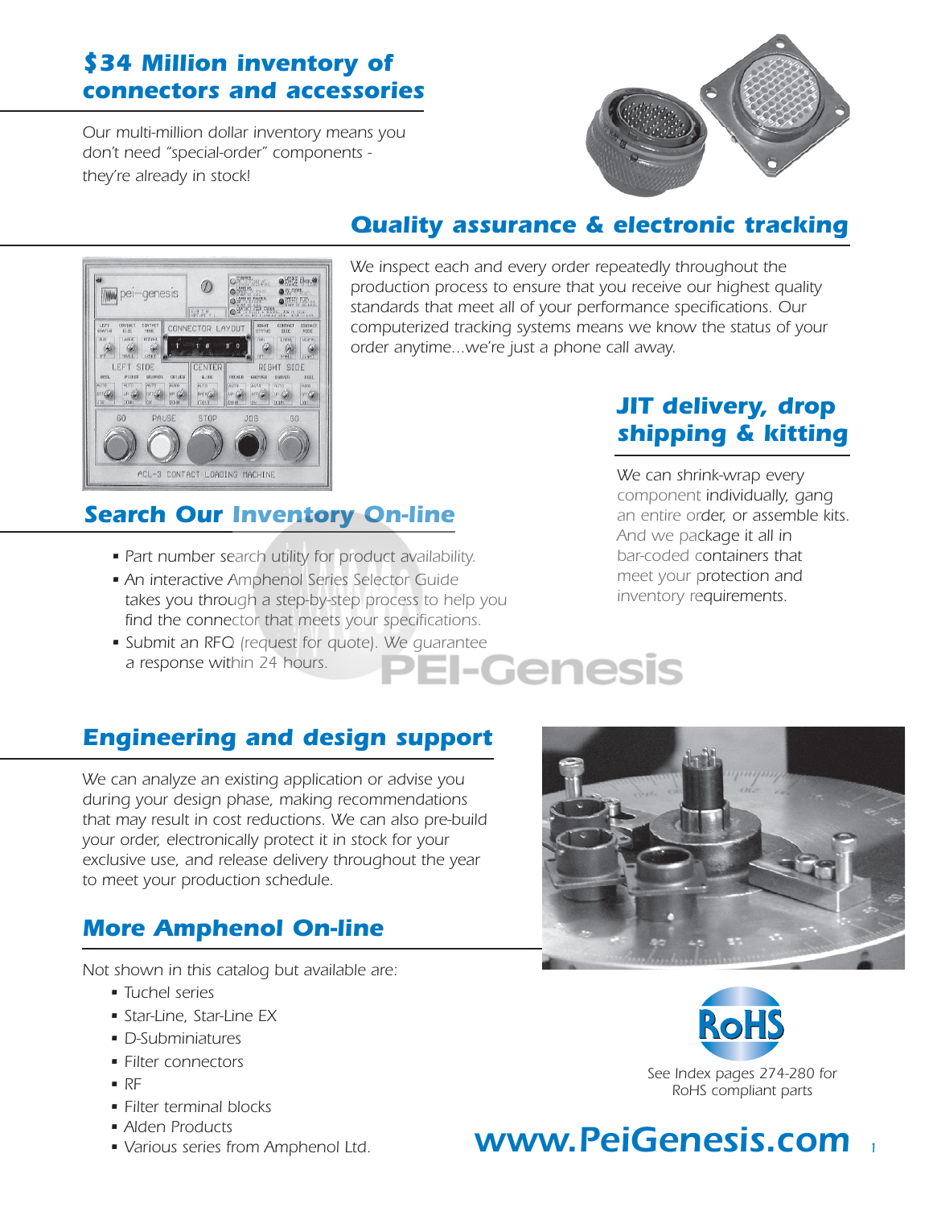## $34 Million inventory of connectors and accessories

Our multi-million dollar inventory means you don't need "special-order" components - they're already in stock!

## Quality assurance & electronic tracking

We inspect each and every order repeatedly throughout the production process to ensure that you receive our highest quality standards that meet all of your performance specifications. Our computerized tracking systems means we know the status of your order anytime...we're just a phone call away.

## JIT delivery, drop shipping & kitting

We can shrink-wrap every component individually, gang an entire order, or assemble kits. And we package it all in bar-coded containers that meet your protection and inventory requirements.

## Search Our Inventory On-line

- Part number search utility for product availability.
- An interactive Amphenol Series Selector Guide takes you through a step-by-step process to help you find the connector that meets your specifications.
- Submit an RFQ (request for quote). We guarantee a response within 24 hours.

PEI-Genesis

## Engineering and design support

We can analyze an existing application or advise you during your design phase, making recommendations that may result in cost reductions. We can also pre-build your order, electronically protect it in stock for your exclusive use, and release delivery throughout the year to meet your production schedule.

## More Amphenol On-line

Not shown in this catalog but available are:

- Tuchel series
- Star-Line, Star-Line EX
- D-Subminiatures
- Filter connectors
- RF
- Filter terminal blocks
- Alden Products
- Various series from Amphenol Ltd.

RoHS

See Index pages 274-280 for RoHS compliant parts

**www.PeiGenesis.com**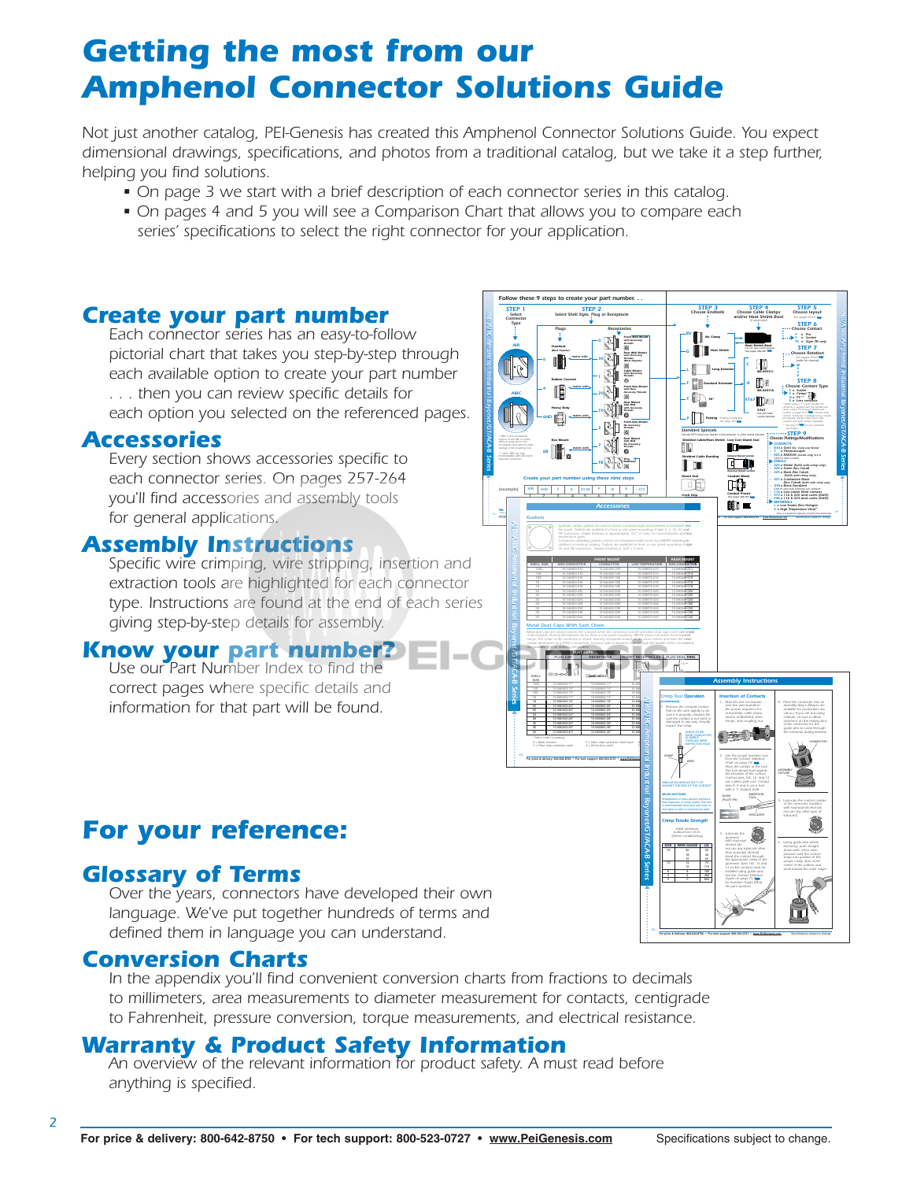# Getting the most from our Amphenol Connector Solutions Guide

*Not just another catalog, PEI-Genesis has created this Amphenol Connector Solutions Guide. You expect dimensional drawings, specifications, and photos from a traditional catalog, but we take it a step further, helping you find solutions.*

- *On page 3 we start with a brief description of each connector series in this catalog.*
- *On pages 4 and 5 you will see a Comparison Chart that allows you to compare each series' specifications to select the right connector for your application.*

## Create your part number

Each connector series has an easy-to-follow pictorial chart that takes you step-by-step through each available option to create your part number . . . then you can review specific details for each option you selected on the referenced pages.

## Accessories

Every section shows accessories specific to each connector series. On pages 257-264 you'll find accessories and assembly tools for general applications.

## Assembly Instructions

Specific wire crimping, wire stripping, insertion and extraction tools are highlighted for each connector type. Instructions are found at the end of each series giving step-by-step details for assembly.

## Know your part number?

Use our Part Number Index to find the correct pages where specific details and information for that part will be found.

## For your reference:

## Glossary of Terms

Over the years, connectors have developed their own language. We've put together hundreds of terms and defined them in language you can understand.

## Conversion Charts

*In the appendix you'll find convenient conversion charts from fractions to decimals to millimeters, area measurements to diameter measurement for contacts, centigrade to Fahrenheit, pressure conversion, torque measurements, and electrical resistance.*

## Warranty & Product Safety Information

An overview of the relevant information for product safety. A must read before anything is specified.